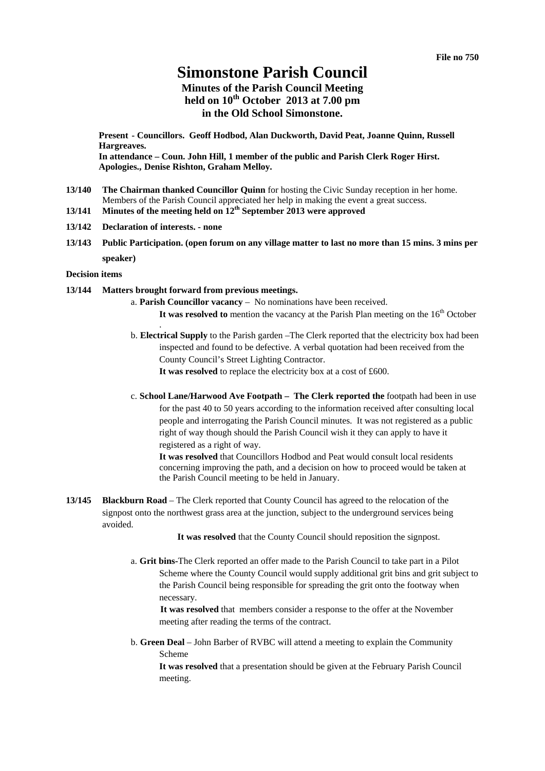File no 750

# Simonstone Parish Council

## Minutes of the Parish Council Meeting held on 10th October 2013 at 7.00 pm in the Old School Simonstone.

**Present - Councillors. Geoff Hodbod, Alan Duckworth, David Peat, Joanne Quinn, Russell Hargreaves.**
**In attendance – Coun. John Hill, 1 member of the public and Parish Clerk Roger Hirst.**
**Apologies., Denise Rishton, Graham Melloy.**

**13/140** **The Chairman thanked Councillor Quinn** for hosting the Civic Sunday reception in her home. Members of the Parish Council appreciated her help in making the event a great success.

**13/141** **Minutes of the meeting held on 12th September 2013 were approved**

**13/142** **Declaration of interests. - none**

**13/143** **Public Participation. (open forum on any village matter to last no more than 15 mins. 3 mins per speaker)**

**Decision items**

**13/144** **Matters brought forward from previous meetings.**

a. **Parish Councillor vacancy** – No nominations have been received.
**It was resolved to** mention the vacancy at the Parish Plan meeting on the 16th October
.

b. **Electrical Supply** to the Parish garden –The Clerk reported that the electricity box had been inspected and found to be defective. A verbal quotation had been received from the County Council's Street Lighting Contractor.
**It was resolved** to replace the electricity box at a cost of £600.

c. **School Lane/Harwood Ave Footpath – The Clerk reported the** footpath had been in use for the past 40 to 50 years according to the information received after consulting local people and interrogating the Parish Council minutes. It was not registered as a public right of way though should the Parish Council wish it they can apply to have it registered as a right of way.
**It was resolved** that Councillors Hodbod and Peat would consult local residents concerning improving the path, and a decision on how to proceed would be taken at the Parish Council meeting to be held in January.

**13/145** **Blackburn Road** – The Clerk reported that County Council has agreed to the relocation of the signpost onto the northwest grass area at the junction, subject to the underground services being avoided.

**It was resolved** that the County Council should reposition the signpost.

a. **Grit bins**-The Clerk reported an offer made to the Parish Council to take part in a Pilot Scheme where the County Council would supply additional grit bins and grit subject to the Parish Council being responsible for spreading the grit onto the footway when necessary.
**It was resolved** that members consider a response to the offer at the November meeting after reading the terms of the contract.

b. **Green Deal** – John Barber of RVBC will attend a meeting to explain the Community Scheme
**It was resolved** that a presentation should be given at the February Parish Council meeting.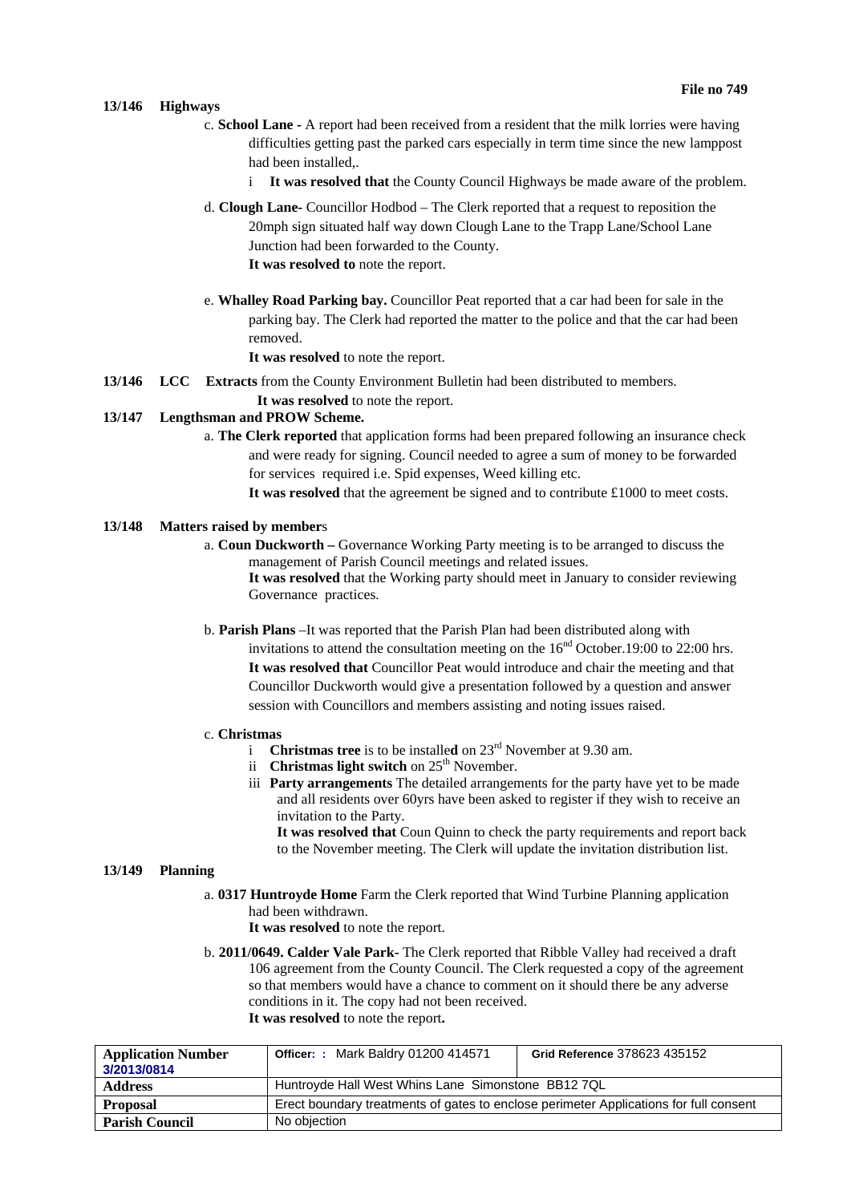**File no 749**

**13/146 Highways**

c. **School Lane -** A report had been received from a resident that the milk lorries were having difficulties getting past the parked cars especially in term time since the new lamppost had been installed,.

i **It was resolved that** the County Council Highways be made aware of the problem.

d. **Clough Lane-** Councillor Hodbod – The Clerk reported that a request to reposition the 20mph sign situated half way down Clough Lane to the Trapp Lane/School Lane Junction had been forwarded to the County.
**It was resolved to** note the report.

e. **Whalley Road Parking bay.** Councillor Peat reported that a car had been for sale in the parking bay. The Clerk had reported the matter to the police and that the car had been removed.
**It was resolved** to note the report.

**13/146 LCC Extracts** from the County Environment Bulletin had been distributed to members.
**It was resolved** to note the report.

**13/147 Lengthsman and PROW Scheme.**

a. **The Clerk reported** that application forms had been prepared following an insurance check and were ready for signing. Council needed to agree a sum of money to be forwarded for services required i.e. Spid expenses, Weed killing etc.
**It was resolved** that the agreement be signed and to contribute £1000 to meet costs.

**13/148 Matters raised by members**

a. **Coun Duckworth –** Governance Working Party meeting is to be arranged to discuss the management of Parish Council meetings and related issues.
**It was resolved** that the Working party should meet in January to consider reviewing Governance practices.

b. **Parish Plans** –It was reported that the Parish Plan had been distributed along with invitations to attend the consultation meeting on the 16th October.19:00 to 22:00 hrs.
**It was resolved that** Councillor Peat would introduce and chair the meeting and that Councillor Duckworth would give a presentation followed by a question and answer session with Councillors and members assisting and noting issues raised.

c. **Christmas**

i **Christmas tree** is to be installed on 23rd November at 9.30 am.

ii **Christmas light switch** on 25th November.

iii **Party arrangements** The detailed arrangements for the party have yet to be made and all residents over 60yrs have been asked to register if they wish to receive an invitation to the Party.
**It was resolved that** Coun Quinn to check the party requirements and report back to the November meeting. The Clerk will update the invitation distribution list.

**13/149 Planning**

a. **0317 Huntroyde Home** Farm the Clerk reported that Wind Turbine Planning application had been withdrawn.
**It was resolved** to note the report.

b. **2011/0649. Calder Vale Park-** The Clerk reported that Ribble Valley had received a draft 106 agreement from the County Council. The Clerk requested a copy of the agreement so that members would have a chance to comment on it should there be any adverse conditions in it. The copy had not been received.
**It was resolved** to note the report**.**

| **Application Number** 3/2013/0814 | **Officer: :** Mark Baldry 01200 414571 | **Grid Reference** 378623 435152 |
|---|---|---|
| **Address** | Huntroyde Hall West Whins Lane Simonstone BB12 7QL | |
| **Proposal** | Erect boundary treatments of gates to enclose perimeter Applications for full consent | |
| **Parish Council** | No objection | |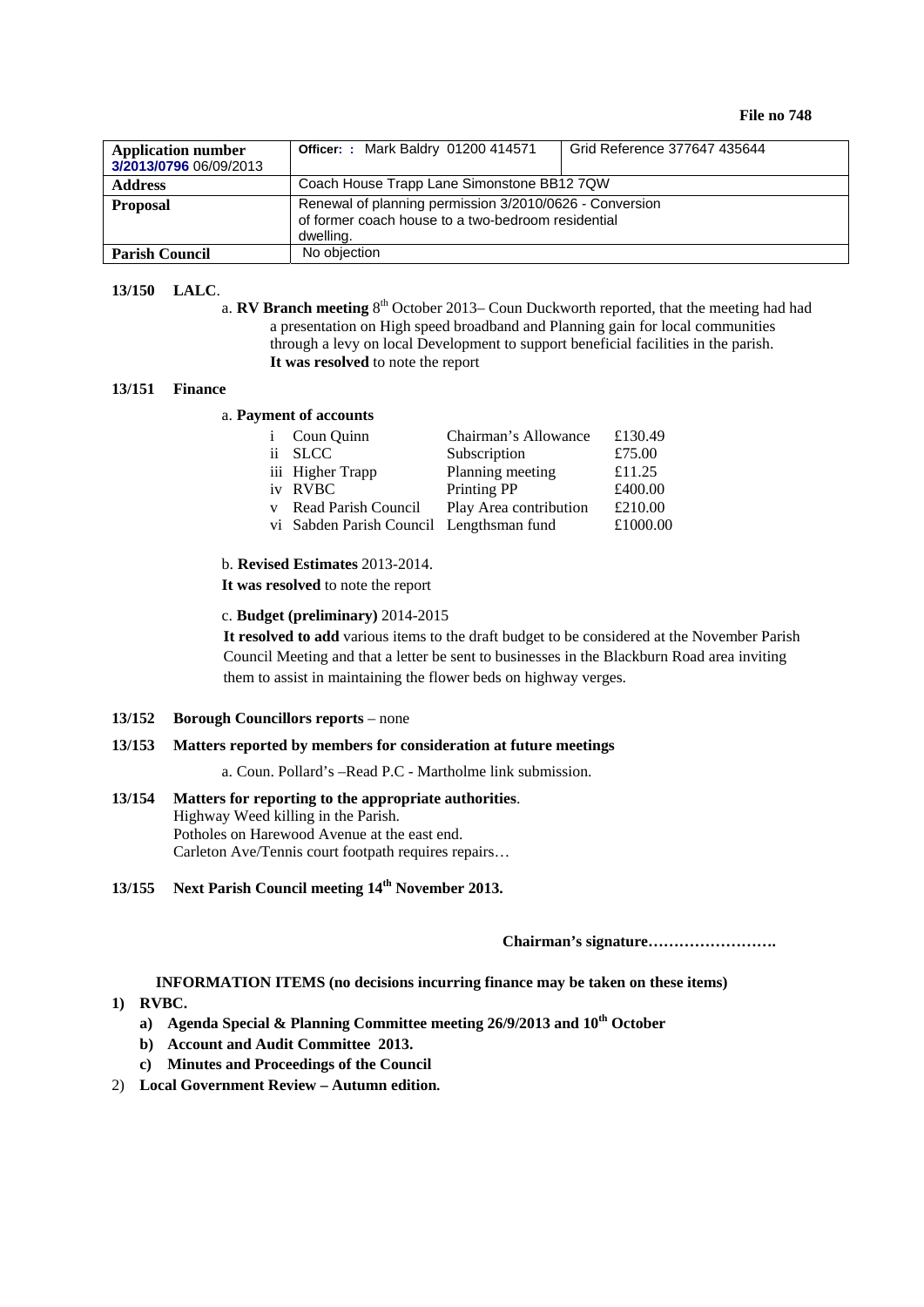**File no 748**

| **Application number** 3/2013/0796 06/09/2013 | **Officer: :** Mark Baldry 01200 414571 | Grid Reference 377647 435644 |
|---|---|---|
| **Address** | Coach House Trapp Lane Simonstone BB12 7QW | |
| **Proposal** | Renewal of planning permission 3/2010/0626 - Conversion of former coach house to a two-bedroom residential dwelling. | |
| **Parish Council** | No objection | |

**13/150 LALC**.

a. **RV Branch meeting** 8th October 2013– Coun Duckworth reported, that the meeting had had a presentation on High speed broadband and Planning gain for local communities through a levy on local Development to support beneficial facilities in the parish.
**It was resolved** to note the report

**13/151 Finance**

a. **Payment of accounts**

| | | | |
|---|---|---|---|
| i | Coun Quinn | Chairman's Allowance | £130.49 |
| ii | SLCC | Subscription | £75.00 |
| iii | Higher Trapp | Planning meeting | £11.25 |
| iv | RVBC | Printing PP | £400.00 |
| v | Read Parish Council | Play Area contribution | £210.00 |
| vi | Sabden Parish Council | Lengthsman fund | £1000.00 |

b. **Revised Estimates** 2013-2014.

**It was resolved** to note the report

c. **Budget (preliminary)** 2014-2015

**It resolved to add** various items to the draft budget to be considered at the November Parish Council Meeting and that a letter be sent to businesses in the Blackburn Road area inviting them to assist in maintaining the flower beds on highway verges.

**13/152 Borough Councillors reports** – none

**13/153 Matters reported by members for consideration at future meetings**

a. Coun. Pollard's –Read P.C - Martholme link submission.

**13/154 Matters for reporting to the appropriate authorities**.

Highway Weed killing in the Parish.
Potholes on Harewood Avenue at the east end.
Carleton Ave/Tennis court footpath requires repairs…

**13/155 Next Parish Council meeting 14th November 2013.**

**Chairman's signature…………………….**

**INFORMATION ITEMS (no decisions incurring finance may be taken on these items)**

1) **RVBC.**
   a) **Agenda Special & Planning Committee meeting 26/9/2013 and 10th October**
   b) **Account and Audit Committee 2013.**
   c) **Minutes and Proceedings of the Council**
2) **Local Government Review – Autumn edition.**